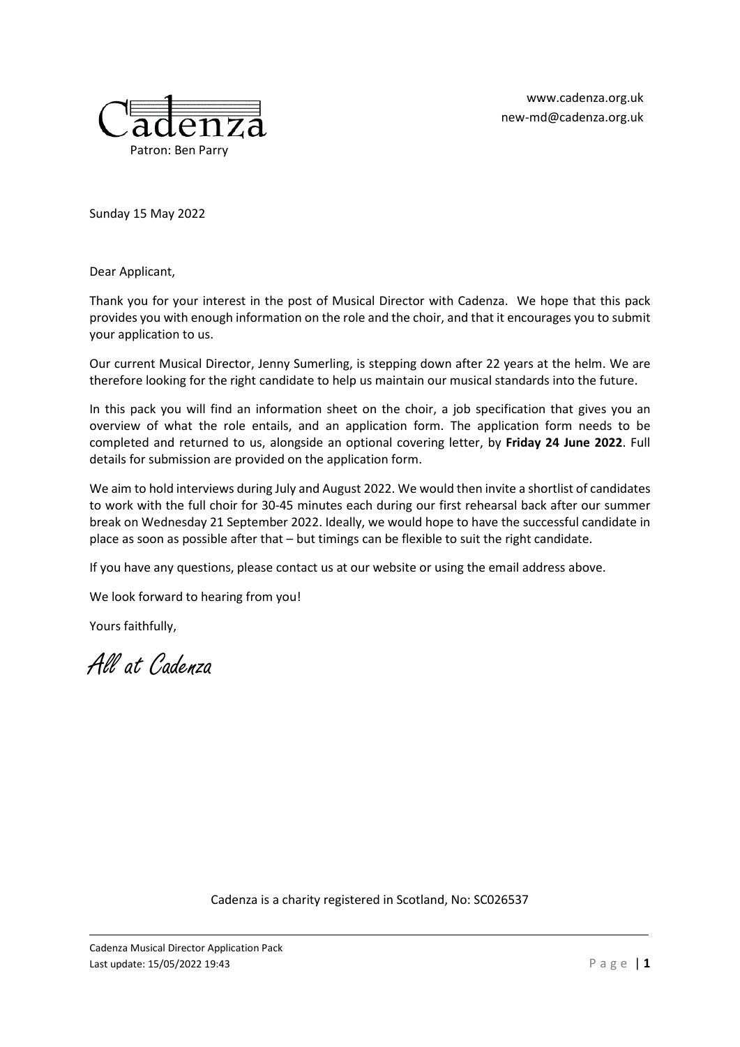Cadenza

Patron: Ben Parry

www.cadenza.org.uk
new-md@cadenza.org.uk

Sunday 15 May 2022

Dear Applicant,

Thank you for your interest in the post of Musical Director with Cadenza. We hope that this pack provides you with enough information on the role and the choir, and that it encourages you to submit your application to us.

Our current Musical Director, Jenny Sumerling, is stepping down after 22 years at the helm. We are therefore looking for the right candidate to help us maintain our musical standards into the future.

In this pack you will find an information sheet on the choir, a job specification that gives you an overview of what the role entails, and an application form. The application form needs to be completed and returned to us, alongside an optional covering letter, by **Friday 24 June 2022**. Full details for submission are provided on the application form.

We aim to hold interviews during July and August 2022. We would then invite a shortlist of candidates to work with the full choir for 30-45 minutes each during our first rehearsal back after our summer break on Wednesday 21 September 2022. Ideally, we would hope to have the successful candidate in place as soon as possible after that – but timings can be flexible to suit the right candidate.

If you have any questions, please contact us at our website or using the email address above.

We look forward to hearing from you!

Yours faithfully,

*All at Cadenza*

Cadenza is a charity registered in Scotland, No: SC026537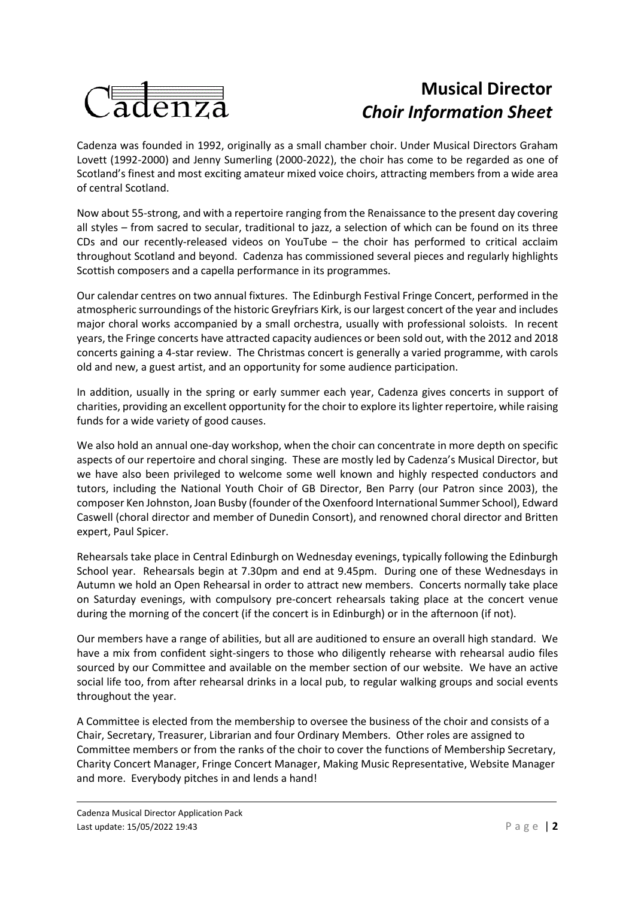# Musical Director
## *Choir Information Sheet*

Cadenza was founded in 1992, originally as a small chamber choir. Under Musical Directors Graham Lovett (1992-2000) and Jenny Sumerling (2000-2022), the choir has come to be regarded as one of Scotland's finest and most exciting amateur mixed voice choirs, attracting members from a wide area of central Scotland.

Now about 55-strong, and with a repertoire ranging from the Renaissance to the present day covering all styles – from sacred to secular, traditional to jazz, a selection of which can be found on its three CDs and our recently-released videos on YouTube – the choir has performed to critical acclaim throughout Scotland and beyond. Cadenza has commissioned several pieces and regularly highlights Scottish composers and a capella performance in its programmes.

Our calendar centres on two annual fixtures. The Edinburgh Festival Fringe Concert, performed in the atmospheric surroundings of the historic Greyfriars Kirk, is our largest concert of the year and includes major choral works accompanied by a small orchestra, usually with professional soloists. In recent years, the Fringe concerts have attracted capacity audiences or been sold out, with the 2012 and 2018 concerts gaining a 4-star review. The Christmas concert is generally a varied programme, with carols old and new, a guest artist, and an opportunity for some audience participation.

In addition, usually in the spring or early summer each year, Cadenza gives concerts in support of charities, providing an excellent opportunity for the choir to explore its lighter repertoire, while raising funds for a wide variety of good causes.

We also hold an annual one-day workshop, when the choir can concentrate in more depth on specific aspects of our repertoire and choral singing. These are mostly led by Cadenza's Musical Director, but we have also been privileged to welcome some well known and highly respected conductors and tutors, including the National Youth Choir of GB Director, Ben Parry (our Patron since 2003), the composer Ken Johnston, Joan Busby (founder of the Oxenfoord International Summer School), Edward Caswell (choral director and member of Dunedin Consort), and renowned choral director and Britten expert, Paul Spicer.

Rehearsals take place in Central Edinburgh on Wednesday evenings, typically following the Edinburgh School year. Rehearsals begin at 7.30pm and end at 9.45pm. During one of these Wednesdays in Autumn we hold an Open Rehearsal in order to attract new members. Concerts normally take place on Saturday evenings, with compulsory pre-concert rehearsals taking place at the concert venue during the morning of the concert (if the concert is in Edinburgh) or in the afternoon (if not).

Our members have a range of abilities, but all are auditioned to ensure an overall high standard. We have a mix from confident sight-singers to those who diligently rehearse with rehearsal audio files sourced by our Committee and available on the member section of our website. We have an active social life too, from after rehearsal drinks in a local pub, to regular walking groups and social events throughout the year.

A Committee is elected from the membership to oversee the business of the choir and consists of a Chair, Secretary, Treasurer, Librarian and four Ordinary Members. Other roles are assigned to Committee members or from the ranks of the choir to cover the functions of Membership Secretary, Charity Concert Manager, Fringe Concert Manager, Making Music Representative, Website Manager and more. Everybody pitches in and lends a hand!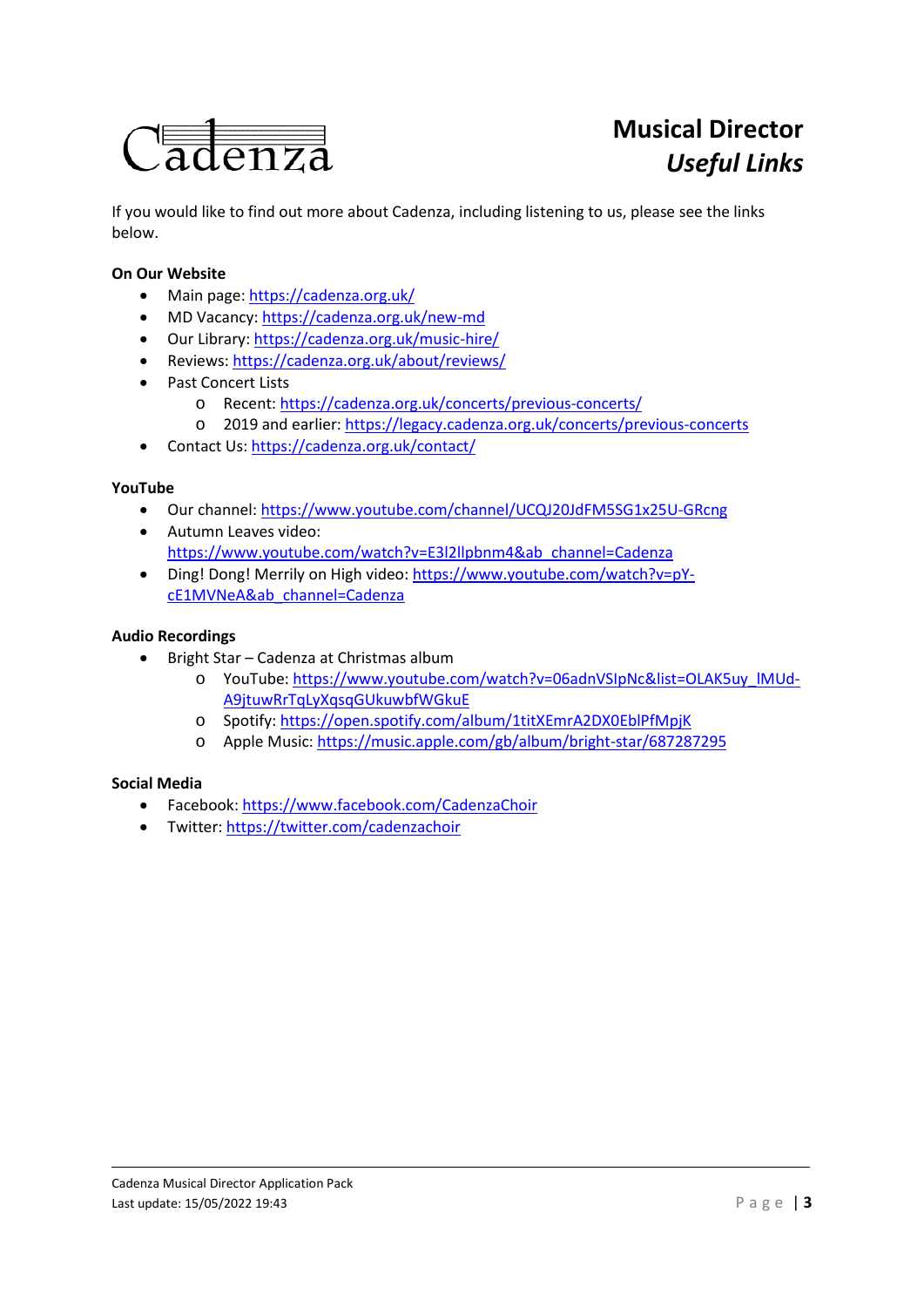Cadenza

# Musical Director

## *Useful Links*

If you would like to find out more about Cadenza, including listening to us, please see the links below.

**On Our Website**

- Main page: https://cadenza.org.uk/
- MD Vacancy: https://cadenza.org.uk/new-md
- Our Library: https://cadenza.org.uk/music-hire/
- Reviews: https://cadenza.org.uk/about/reviews/
- Past Concert Lists
  - Recent: https://cadenza.org.uk/concerts/previous-concerts/
  - 2019 and earlier: https://legacy.cadenza.org.uk/concerts/previous-concerts
- Contact Us: https://cadenza.org.uk/contact/

**YouTube**

- Our channel: https://www.youtube.com/channel/UCQJ20JdFM5SG1x25U-GRcng
- Autumn Leaves video: https://www.youtube.com/watch?v=E3I2llpbnm4&ab_channel=Cadenza
- Ding! Dong! Merrily on High video: https://www.youtube.com/watch?v=pY-cE1MVNeA&ab_channel=Cadenza

**Audio Recordings**

- Bright Star – Cadenza at Christmas album
  - YouTube: https://www.youtube.com/watch?v=06adnVSIpNc&list=OLAK5uy_lMUd-A9jtuwRrTqLyXqsqGUkuwbfWGkuE
  - Spotify: https://open.spotify.com/album/1titXEmrA2DX0EblPfMpjK
  - Apple Music: https://music.apple.com/gb/album/bright-star/687287295

**Social Media**

- Facebook: https://www.facebook.com/CadenzaChoir
- Twitter: https://twitter.com/cadenzachoir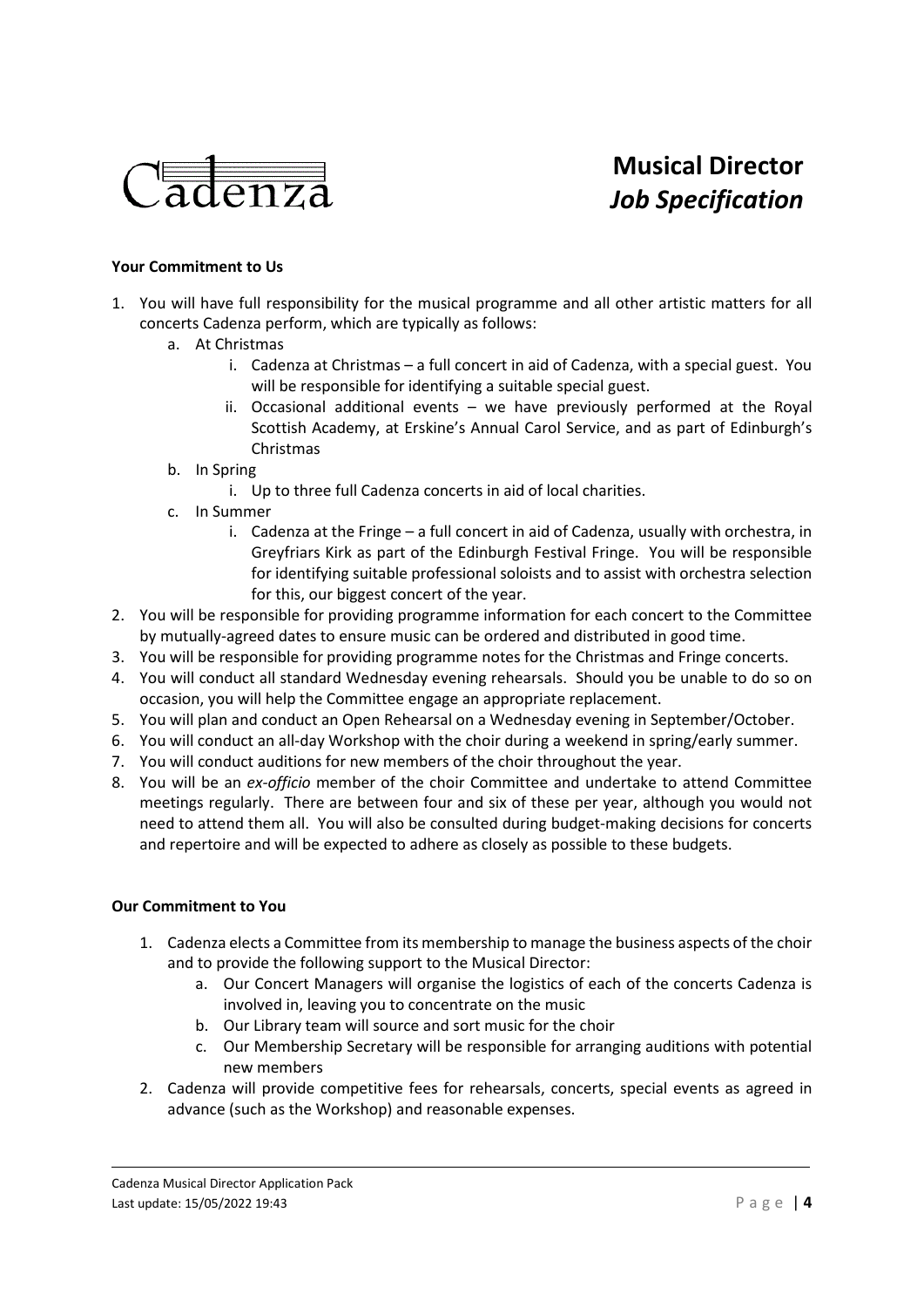Cadenza

# Musical Director
## *Job Specification*

**Your Commitment to Us**

1. You will have full responsibility for the musical programme and all other artistic matters for all concerts Cadenza perform, which are typically as follows:
   a. At Christmas
      i. Cadenza at Christmas – a full concert in aid of Cadenza, with a special guest. You will be responsible for identifying a suitable special guest.
      ii. Occasional additional events – we have previously performed at the Royal Scottish Academy, at Erskine's Annual Carol Service, and as part of Edinburgh's Christmas
   b. In Spring
      i. Up to three full Cadenza concerts in aid of local charities.
   c. In Summer
      i. Cadenza at the Fringe – a full concert in aid of Cadenza, usually with orchestra, in Greyfriars Kirk as part of the Edinburgh Festival Fringe. You will be responsible for identifying suitable professional soloists and to assist with orchestra selection for this, our biggest concert of the year.
2. You will be responsible for providing programme information for each concert to the Committee by mutually-agreed dates to ensure music can be ordered and distributed in good time.
3. You will be responsible for providing programme notes for the Christmas and Fringe concerts.
4. You will conduct all standard Wednesday evening rehearsals. Should you be unable to do so on occasion, you will help the Committee engage an appropriate replacement.
5. You will plan and conduct an Open Rehearsal on a Wednesday evening in September/October.
6. You will conduct an all-day Workshop with the choir during a weekend in spring/early summer.
7. You will conduct auditions for new members of the choir throughout the year.
8. You will be an *ex-officio* member of the choir Committee and undertake to attend Committee meetings regularly. There are between four and six of these per year, although you would not need to attend them all. You will also be consulted during budget-making decisions for concerts and repertoire and will be expected to adhere as closely as possible to these budgets.

**Our Commitment to You**

1. Cadenza elects a Committee from its membership to manage the business aspects of the choir and to provide the following support to the Musical Director:
   a. Our Concert Managers will organise the logistics of each of the concerts Cadenza is involved in, leaving you to concentrate on the music
   b. Our Library team will source and sort music for the choir
   c. Our Membership Secretary will be responsible for arranging auditions with potential new members
2. Cadenza will provide competitive fees for rehearsals, concerts, special events as agreed in advance (such as the Workshop) and reasonable expenses.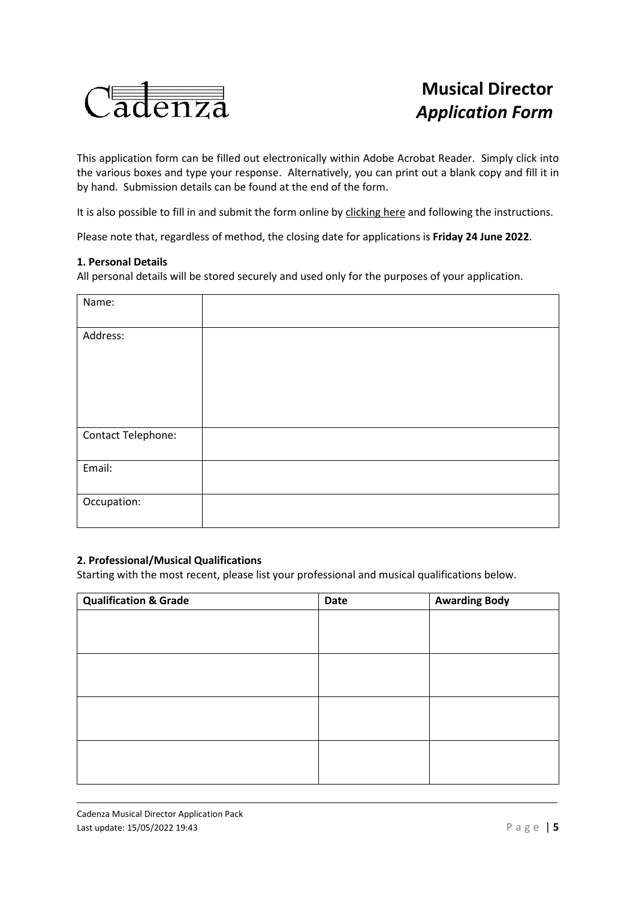Cadenza

# Musical Director *Application Form*

This application form can be filled out electronically within Adobe Acrobat Reader. Simply click into the various boxes and type your response. Alternatively, you can print out a blank copy and fill it in by hand. Submission details can be found at the end of the form.

It is also possible to fill in and submit the form online by clicking here and following the instructions.

Please note that, regardless of method, the closing date for applications is **Friday 24 June 2022**.

**1. Personal Details**

All personal details will be stored securely and used only for the purposes of your application.

| | |
|---|---|
| Name: | |
| Address: | |
| Contact Telephone: | |
| Email: | |
| Occupation: | |

**2. Professional/Musical Qualifications**

Starting with the most recent, please list your professional and musical qualifications below.

| **Qualification & Grade** | **Date** | **Awarding Body** |
|---|---|---|
| | | |
| | | |
| | | |
| | | |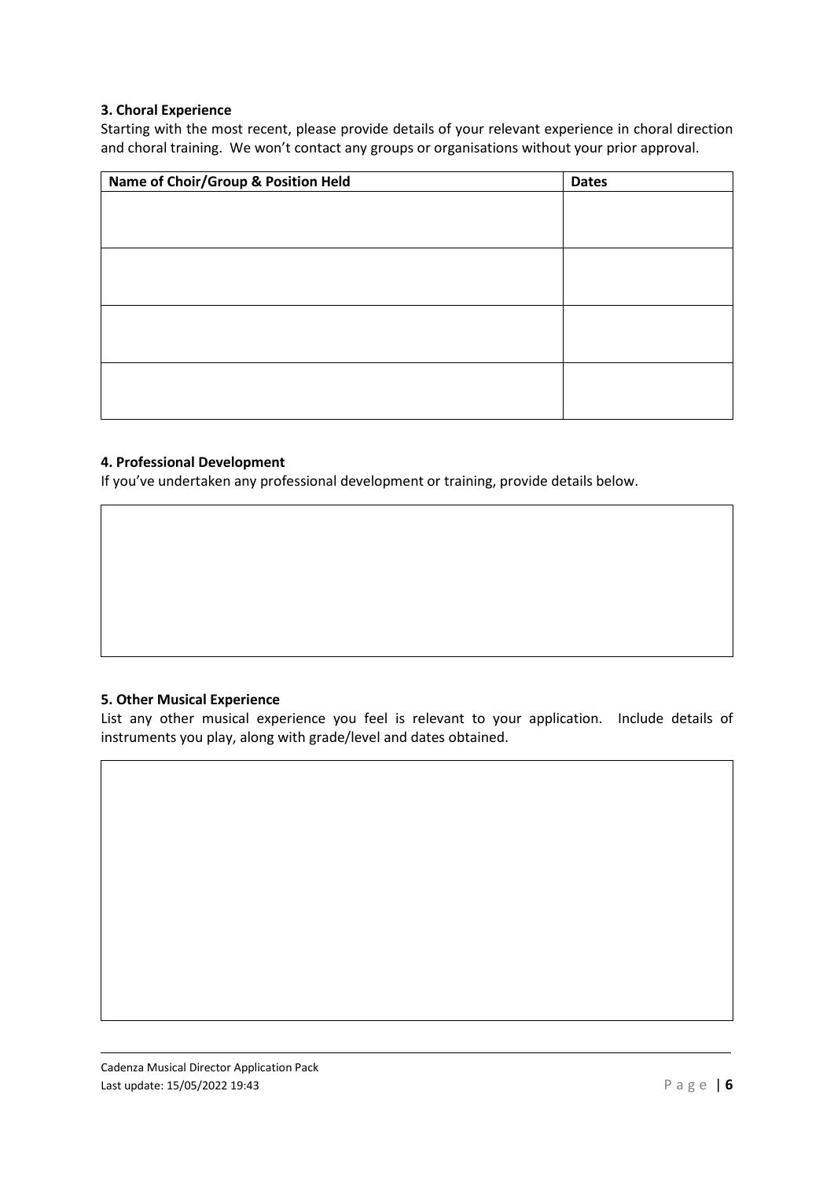### 3. Choral Experience

Starting with the most recent, please provide details of your relevant experience in choral direction and choral training. We won't contact any groups or organisations without your prior approval.

| Name of Choir/Group & Position Held | Dates |
| --- | --- |
| | |
| | |
| | |
| | |

### 4. Professional Development

If you've undertaken any professional development or training, provide details below.

| |
| --- |
| |

### 5. Other Musical Experience

List any other musical experience you feel is relevant to your application. Include details of instruments you play, along with grade/level and dates obtained.

| |
| --- |
| |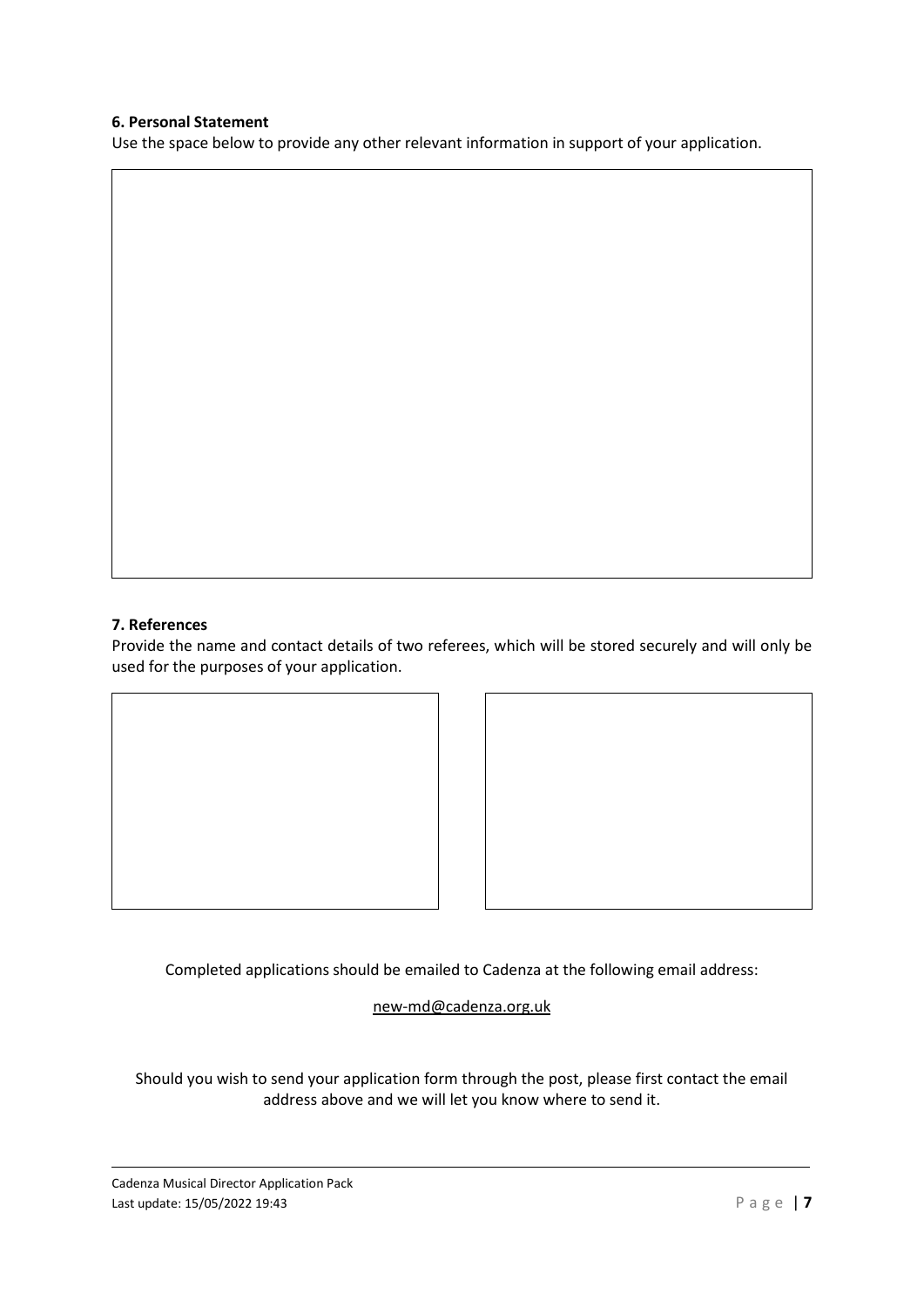**6. Personal Statement**

Use the space below to provide any other relevant information in support of your application.

**7. References**

Provide the name and contact details of two referees, which will be stored securely and will only be used for the purposes of your application.

Completed applications should be emailed to Cadenza at the following email address:

new-md@cadenza.org.uk

Should you wish to send your application form through the post, please first contact the email address above and we will let you know where to send it.